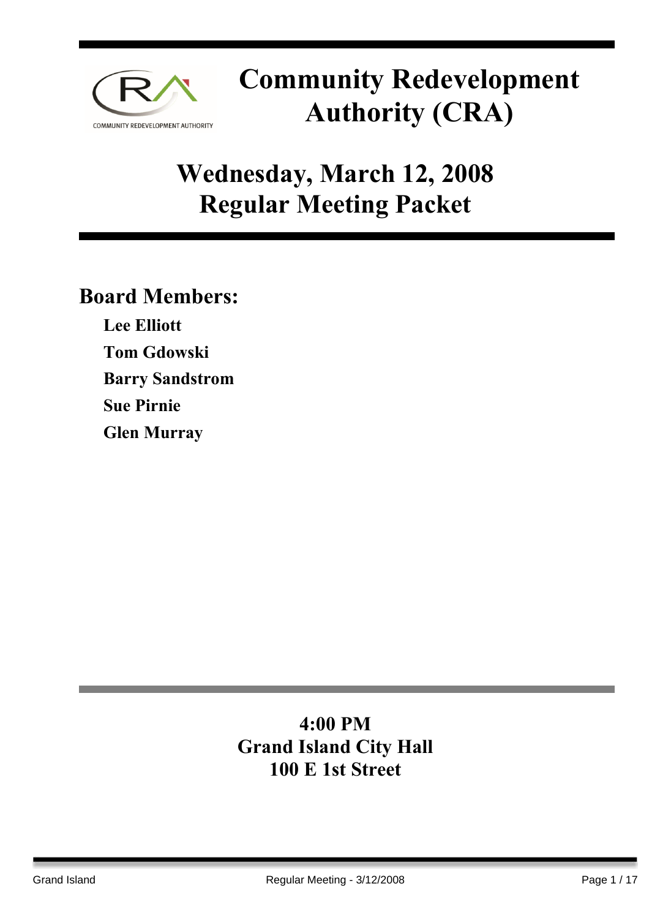# Community Redevelopment Authority (CRA)

## Wednesday, March 12, 2008
## Regular Meeting Packet

### Board Members:

**Lee Elliott**

**Tom Gdowski**

**Barry Sandstrom**

**Sue Pirnie**

**Glen Murray**

**4:00 PM**
**Grand Island City Hall**
**100 E 1st Street**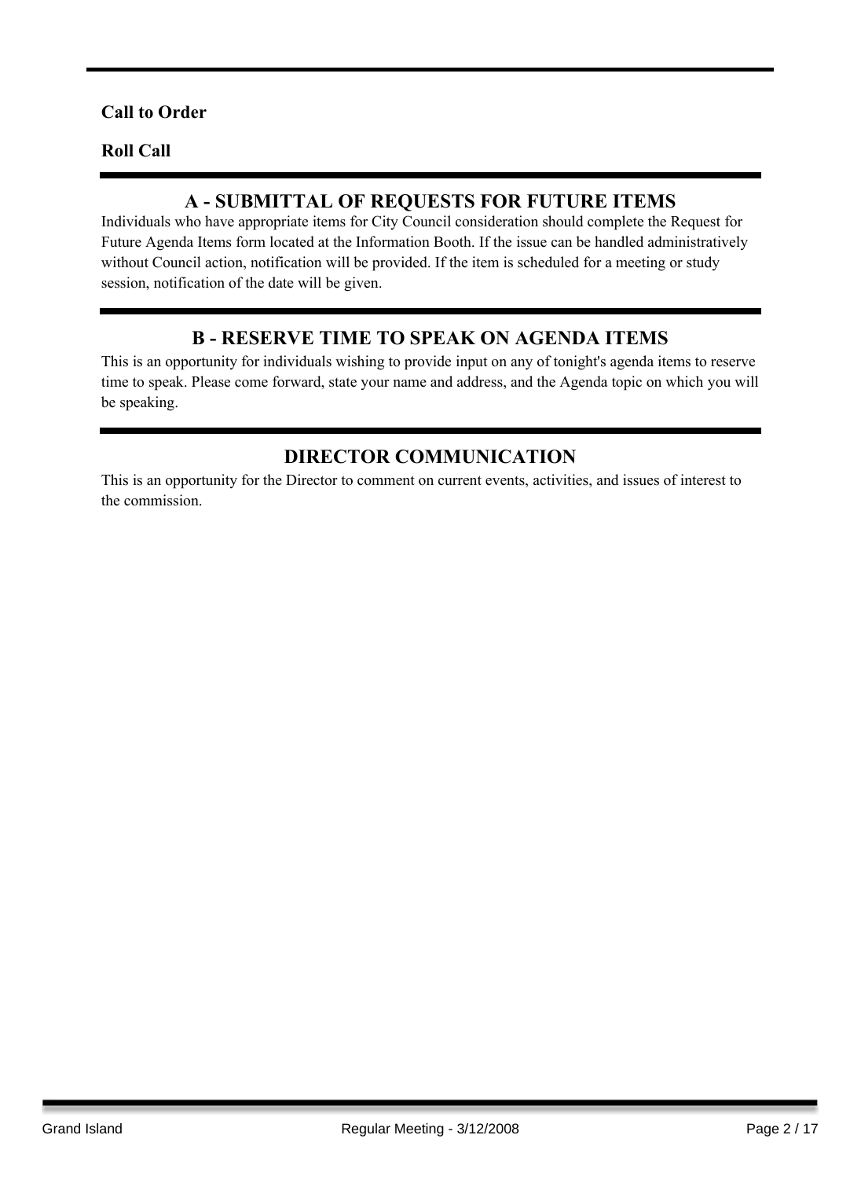**Call to Order**

**Roll Call**

## A - SUBMITTAL OF REQUESTS FOR FUTURE ITEMS

Individuals who have appropriate items for City Council consideration should complete the Request for Future Agenda Items form located at the Information Booth. If the issue can be handled administratively without Council action, notification will be provided. If the item is scheduled for a meeting or study session, notification of the date will be given.

## B - RESERVE TIME TO SPEAK ON AGENDA ITEMS

This is an opportunity for individuals wishing to provide input on any of tonight's agenda items to reserve time to speak. Please come forward, state your name and address, and the Agenda topic on which you will be speaking.

## DIRECTOR COMMUNICATION

This is an opportunity for the Director to comment on current events, activities, and issues of interest to the commission.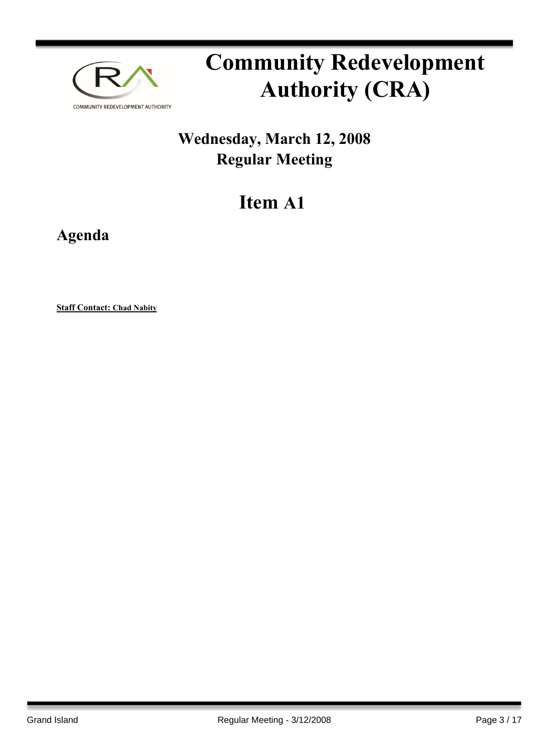# Community Redevelopment Authority (CRA)

## Wednesday, March 12, 2008
## Regular Meeting

# Item A1

## Agenda

**Staff Contact: Chad Nabity**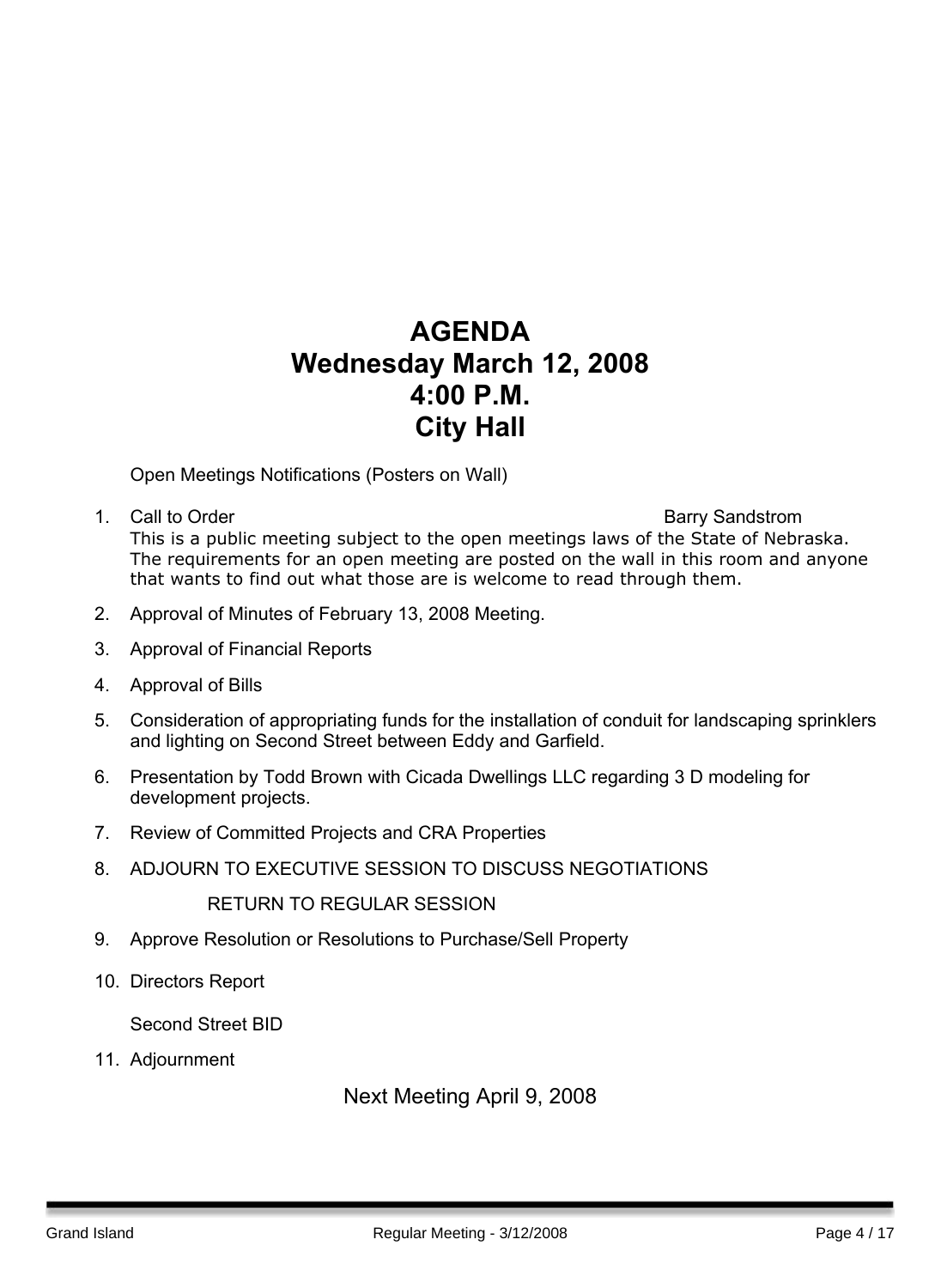# AGENDA
# Wednesday March 12, 2008
# 4:00 P.M.
# City Hall

Open Meetings Notifications (Posters on Wall)

1. Call to Order — Barry Sandstrom

   This is a public meeting subject to the open meetings laws of the State of Nebraska. The requirements for an open meeting are posted on the wall in this room and anyone that wants to find out what those are is welcome to read through them.

2. Approval of Minutes of February 13, 2008 Meeting.
3. Approval of Financial Reports
4. Approval of Bills
5. Consideration of appropriating funds for the installation of conduit for landscaping sprinklers and lighting on Second Street between Eddy and Garfield.
6. Presentation by Todd Brown with Cicada Dwellings LLC regarding 3 D modeling for development projects.
7. Review of Committed Projects and CRA Properties
8. ADJOURN TO EXECUTIVE SESSION TO DISCUSS NEGOTIATIONS

   RETURN TO REGULAR SESSION

9. Approve Resolution or Resolutions to Purchase/Sell Property
10. Directors Report

    Second Street BID

11. Adjournment

Next Meeting April 9, 2008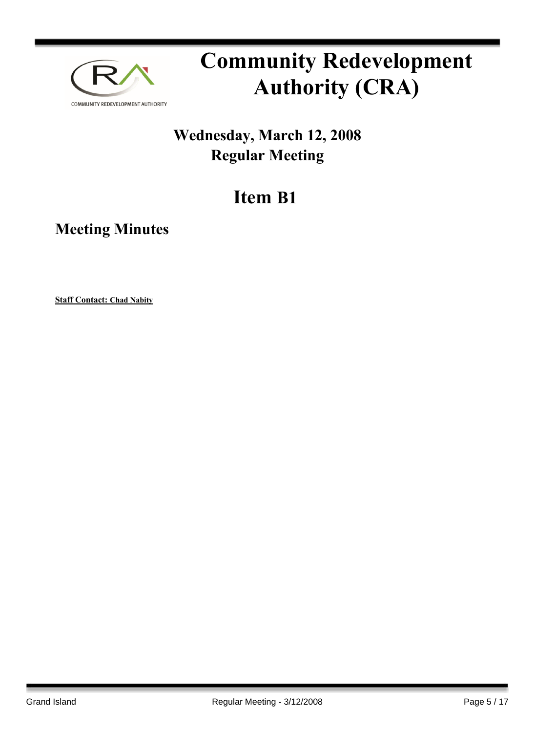# Community Redevelopment Authority (CRA)

## Wednesday, March 12, 2008
## Regular Meeting

# Item B1

## Meeting Minutes

**Staff Contact: Chad Nabity**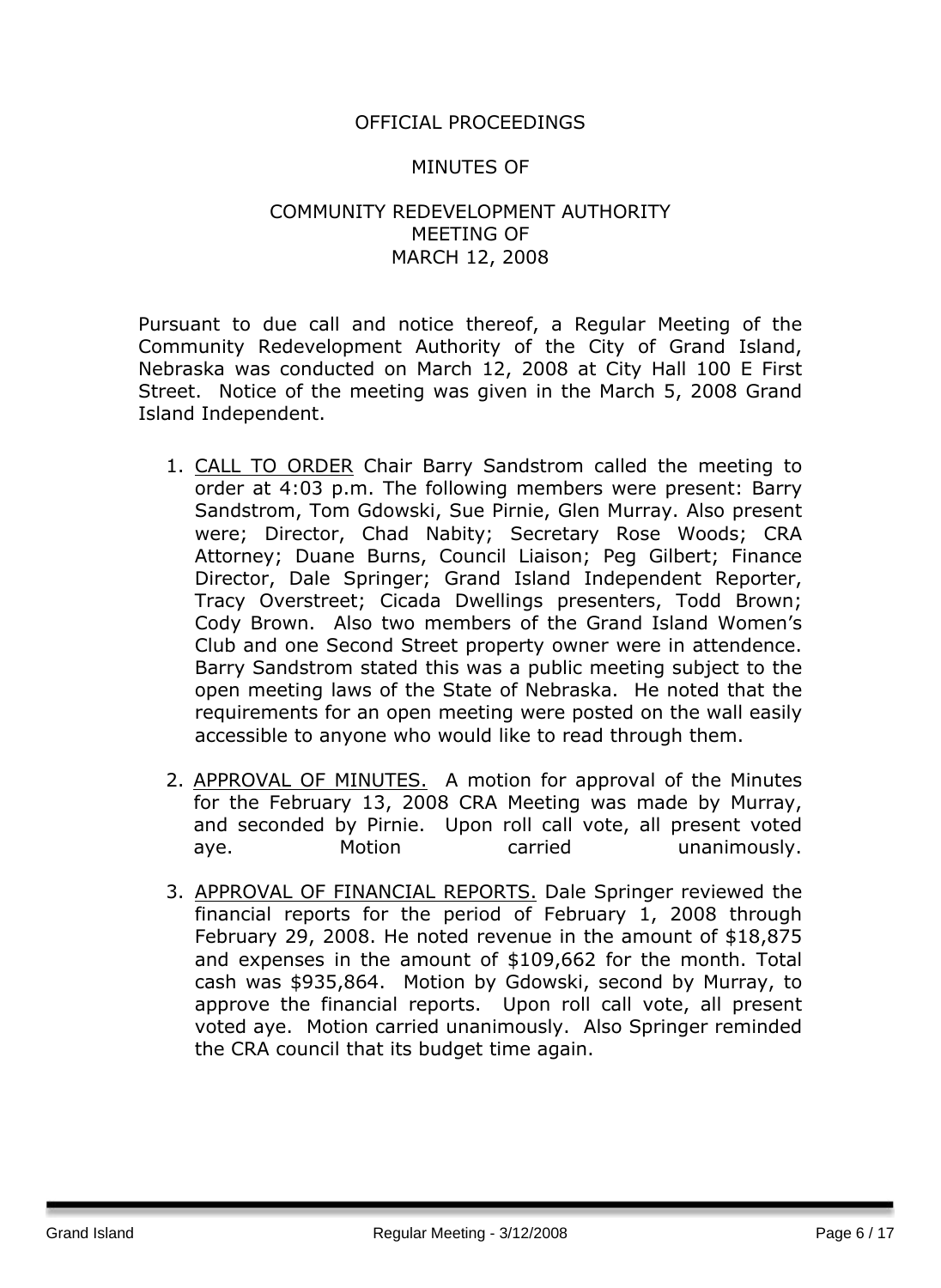OFFICIAL PROCEEDINGS

MINUTES OF

COMMUNITY REDEVELOPMENT AUTHORITY
MEETING OF
MARCH 12, 2008

Pursuant to due call and notice thereof, a Regular Meeting of the Community Redevelopment Authority of the City of Grand Island, Nebraska was conducted on March 12, 2008 at City Hall 100 E First Street. Notice of the meeting was given in the March 5, 2008 Grand Island Independent.

1. CALL TO ORDER Chair Barry Sandstrom called the meeting to order at 4:03 p.m. The following members were present: Barry Sandstrom, Tom Gdowski, Sue Pirnie, Glen Murray. Also present were; Director, Chad Nabity; Secretary Rose Woods; CRA Attorney; Duane Burns, Council Liaison; Peg Gilbert; Finance Director, Dale Springer; Grand Island Independent Reporter, Tracy Overstreet; Cicada Dwellings presenters, Todd Brown; Cody Brown. Also two members of the Grand Island Women's Club and one Second Street property owner were in attendence. Barry Sandstrom stated this was a public meeting subject to the open meeting laws of the State of Nebraska. He noted that the requirements for an open meeting were posted on the wall easily accessible to anyone who would like to read through them.

2. APPROVAL OF MINUTES. A motion for approval of the Minutes for the February 13, 2008 CRA Meeting was made by Murray, and seconded by Pirnie. Upon roll call vote, all present voted aye. Motion carried unanimously.

3. APPROVAL OF FINANCIAL REPORTS. Dale Springer reviewed the financial reports for the period of February 1, 2008 through February 29, 2008. He noted revenue in the amount of $18,875 and expenses in the amount of $109,662 for the month. Total cash was $935,864. Motion by Gdowski, second by Murray, to approve the financial reports. Upon roll call vote, all present voted aye. Motion carried unanimously. Also Springer reminded the CRA council that its budget time again.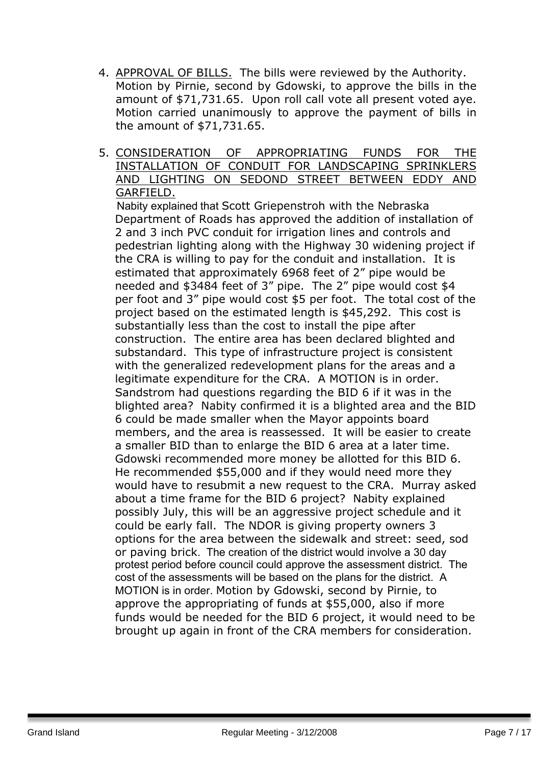4. <u>APPROVAL OF BILLS.</u> The bills were reviewed by the Authority. Motion by Pirnie, second by Gdowski, to approve the bills in the amount of $71,731.65. Upon roll call vote all present voted aye. Motion carried unanimously to approve the payment of bills in the amount of $71,731.65.

5. <u>CONSIDERATION OF APPROPRIATING FUNDS FOR THE INSTALLATION OF CONDUIT FOR LANDSCAPING SPRINKLERS AND LIGHTING ON SEDOND STREET BETWEEN EDDY AND GARFIELD.</u>
   Nabity explained that Scott Griepenstroh with the Nebraska Department of Roads has approved the addition of installation of 2 and 3 inch PVC conduit for irrigation lines and controls and pedestrian lighting along with the Highway 30 widening project if the CRA is willing to pay for the conduit and installation. It is estimated that approximately 6968 feet of 2" pipe would be needed and $3484 feet of 3" pipe. The 2" pipe would cost $4 per foot and 3" pipe would cost $5 per foot. The total cost of the project based on the estimated length is $45,292. This cost is substantially less than the cost to install the pipe after construction. The entire area has been declared blighted and substandard. This type of infrastructure project is consistent with the generalized redevelopment plans for the areas and a legitimate expenditure for the CRA. A MOTION is in order. Sandstrom had questions regarding the BID 6 if it was in the blighted area? Nabity confirmed it is a blighted area and the BID 6 could be made smaller when the Mayor appoints board members, and the area is reassessed. It will be easier to create a smaller BID than to enlarge the BID 6 area at a later time. Gdowski recommended more money be allotted for this BID 6. He recommended $55,000 and if they would need more they would have to resubmit a new request to the CRA. Murray asked about a time frame for the BID 6 project? Nabity explained possibly July, this will be an aggressive project schedule and it could be early fall. The NDOR is giving property owners 3 options for the area between the sidewalk and street: seed, sod or paving brick. The creation of the district would involve a 30 day protest period before council could approve the assessment district. The cost of the assessments will be based on the plans for the district. A MOTION is in order. Motion by Gdowski, second by Pirnie, to approve the appropriating of funds at $55,000, also if more funds would be needed for the BID 6 project, it would need to be brought up again in front of the CRA members for consideration.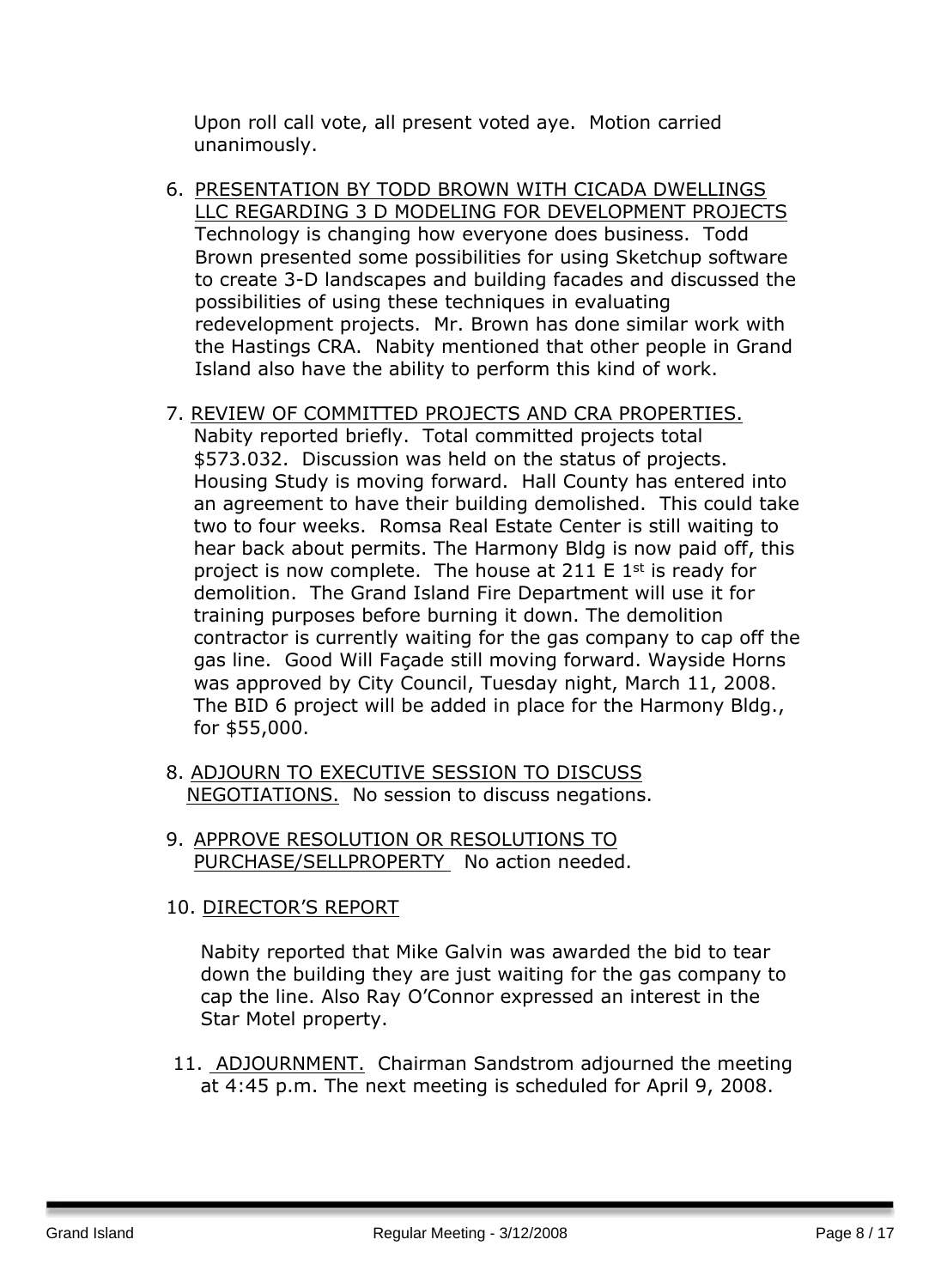Upon roll call vote, all present voted aye. Motion carried unanimously.

6. PRESENTATION BY TODD BROWN WITH CICADA DWELLINGS LLC REGARDING 3 D MODELING FOR DEVELOPMENT PROJECTS Technology is changing how everyone does business. Todd Brown presented some possibilities for using Sketchup software to create 3-D landscapes and building facades and discussed the possibilities of using these techniques in evaluating redevelopment projects. Mr. Brown has done similar work with the Hastings CRA. Nabity mentioned that other people in Grand Island also have the ability to perform this kind of work.

7. REVIEW OF COMMITTED PROJECTS AND CRA PROPERTIES. Nabity reported briefly. Total committed projects total $573.032. Discussion was held on the status of projects. Housing Study is moving forward. Hall County has entered into an agreement to have their building demolished. This could take two to four weeks. Romsa Real Estate Center is still waiting to hear back about permits. The Harmony Bldg is now paid off, this project is now complete. The house at 211 E 1st is ready for demolition. The Grand Island Fire Department will use it for training purposes before burning it down. The demolition contractor is currently waiting for the gas company to cap off the gas line. Good Will Façade still moving forward. Wayside Horns was approved by City Council, Tuesday night, March 11, 2008. The BID 6 project will be added in place for the Harmony Bldg., for $55,000.

8. ADJOURN TO EXECUTIVE SESSION TO DISCUSS NEGOTIATIONS. No session to discuss negations.

9. APPROVE RESOLUTION OR RESOLUTIONS TO PURCHASE/SELLPROPERTY No action needed.

10. DIRECTOR'S REPORT

    Nabity reported that Mike Galvin was awarded the bid to tear down the building they are just waiting for the gas company to cap the line. Also Ray O'Connor expressed an interest in the Star Motel property.

11. ADJOURNMENT. Chairman Sandstrom adjourned the meeting at 4:45 p.m. The next meeting is scheduled for April 9, 2008.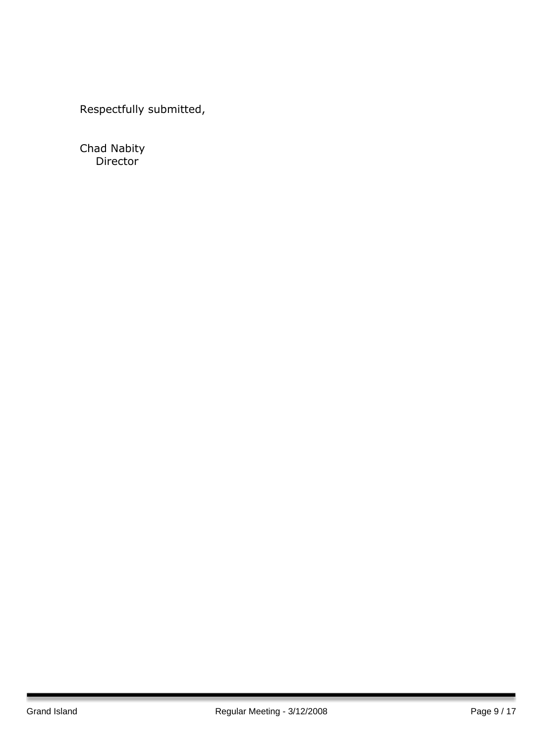Respectfully submitted,

Chad Nabity
Director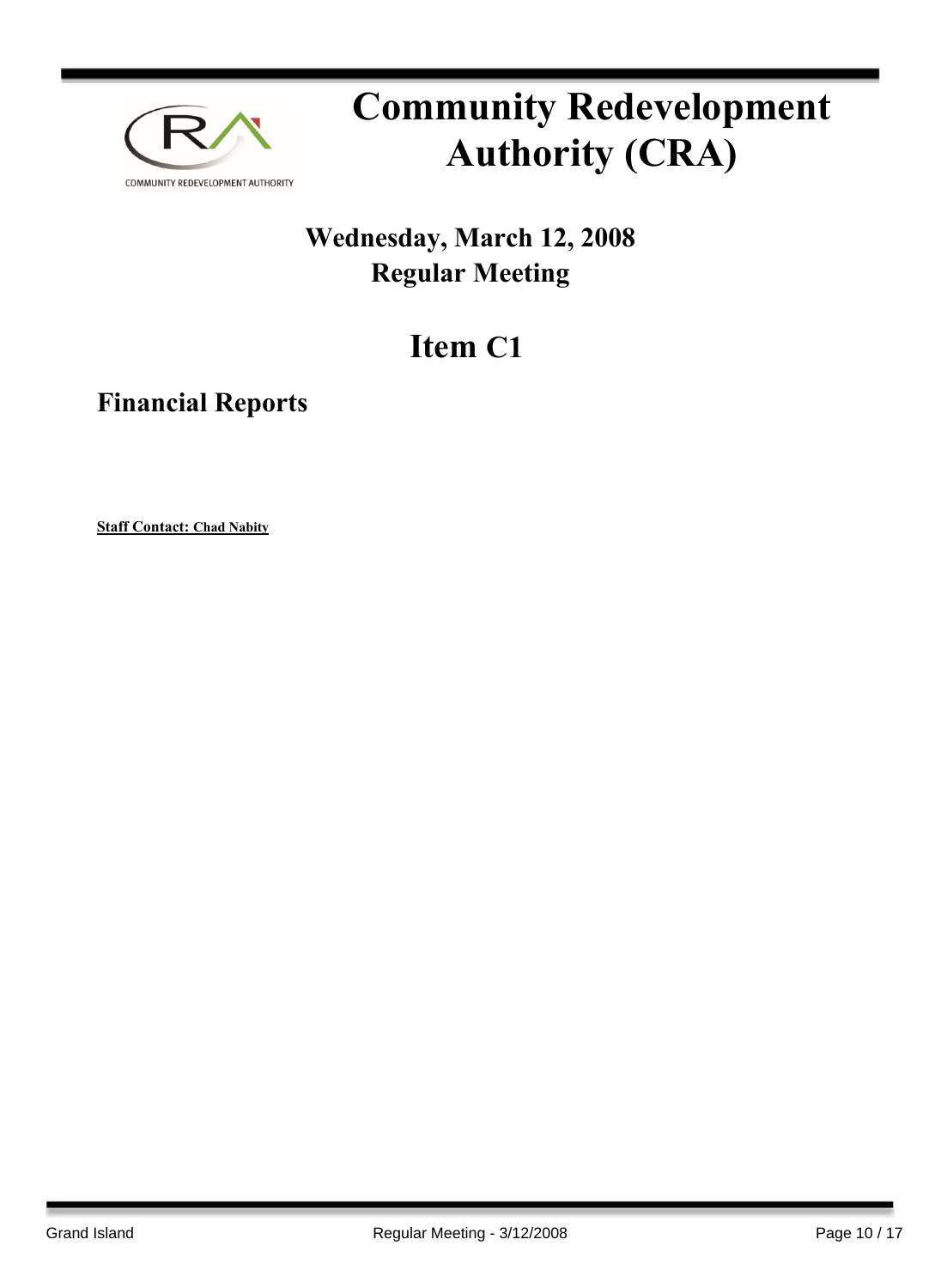# Community Redevelopment Authority (CRA)

## Wednesday, March 12, 2008
## Regular Meeting

# Item C1

## Financial Reports

**Staff Contact: Chad Nabity**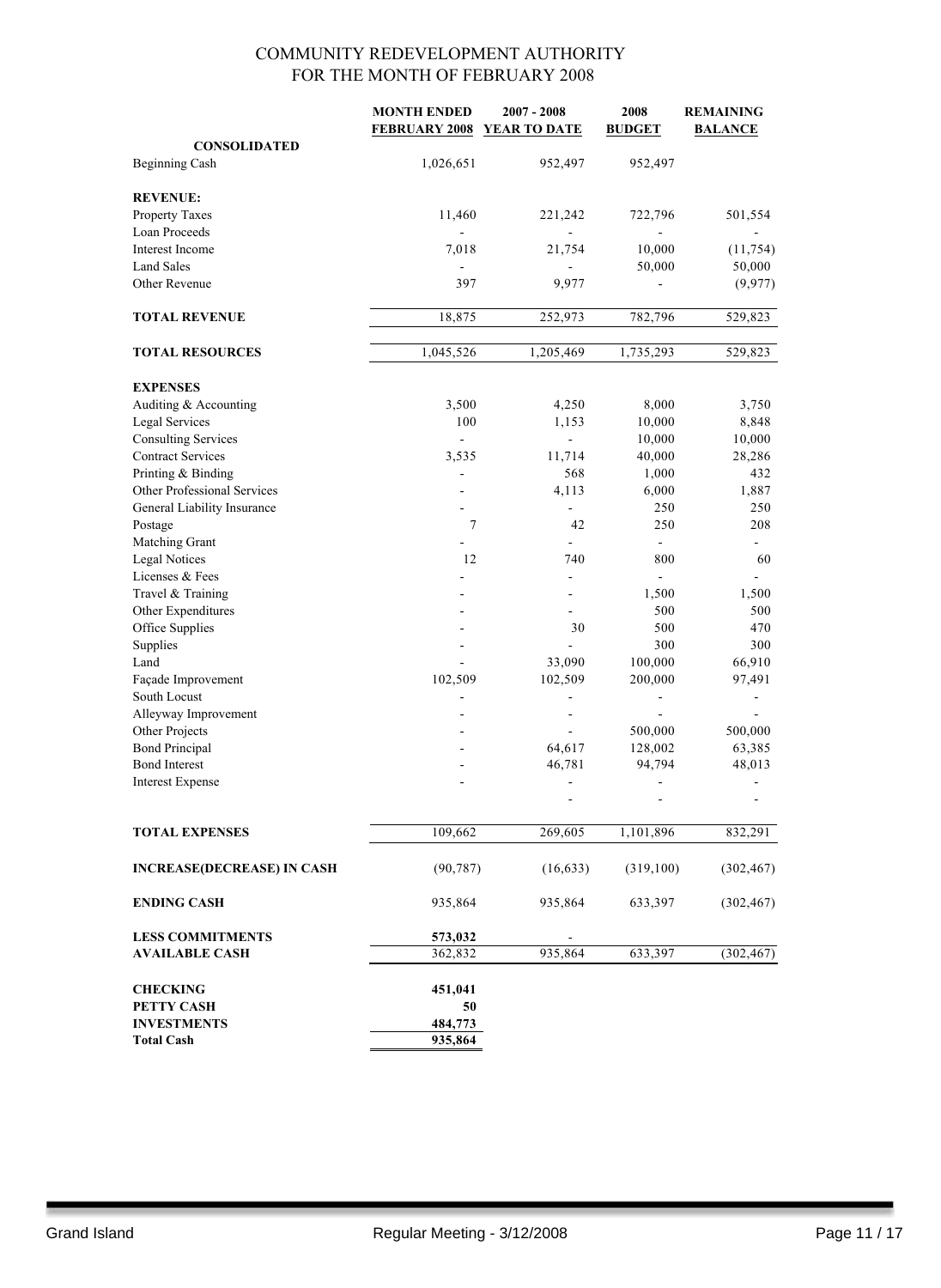# COMMUNITY REDEVELOPMENT AUTHORITY
## FOR THE MONTH OF FEBRUARY 2008

| | MONTH ENDED FEBRUARY 2008 | 2007 - 2008 YEAR TO DATE | 2008 BUDGET | REMAINING BALANCE |
|---|---|---|---|---|
| **CONSOLIDATED** | | | | |
| Beginning Cash | 1,026,651 | 952,497 | 952,497 | |
| **REVENUE:** | | | | |
| Property Taxes | 11,460 | 221,242 | 722,796 | 501,554 |
| Loan Proceeds | - | - | - | - |
| Interest Income | 7,018 | 21,754 | 10,000 | (11,754) |
| Land Sales | - | - | 50,000 | 50,000 |
| Other Revenue | 397 | 9,977 | - | (9,977) |
| **TOTAL REVENUE** | 18,875 | 252,973 | 782,796 | 529,823 |
| **TOTAL RESOURCES** | 1,045,526 | 1,205,469 | 1,735,293 | 529,823 |
| **EXPENSES** | | | | |
| Auditing & Accounting | 3,500 | 4,250 | 8,000 | 3,750 |
| Legal Services | 100 | 1,153 | 10,000 | 8,848 |
| Consulting Services | - | - | 10,000 | 10,000 |
| Contract Services | 3,535 | 11,714 | 40,000 | 28,286 |
| Printing & Binding | - | 568 | 1,000 | 432 |
| Other Professional Services | - | 4,113 | 6,000 | 1,887 |
| General Liability Insurance | - | - | 250 | 250 |
| Postage | 7 | 42 | 250 | 208 |
| Matching Grant | - | - | - | - |
| Legal Notices | 12 | 740 | 800 | 60 |
| Licenses & Fees | - | - | - | - |
| Travel & Training | - | - | 1,500 | 1,500 |
| Other Expenditures | - | - | 500 | 500 |
| Office Supplies | - | 30 | 500 | 470 |
| Supplies | - | - | 300 | 300 |
| Land | - | 33,090 | 100,000 | 66,910 |
| Façade Improvement | 102,509 | 102,509 | 200,000 | 97,491 |
| South Locust | - | - | - | - |
| Alleyway Improvement | - | - | - | - |
| Other Projects | - | - | 500,000 | 500,000 |
| Bond Principal | - | 64,617 | 128,002 | 63,385 |
| Bond Interest | - | 46,781 | 94,794 | 48,013 |
| Interest Expense | - | - | - | - |
| | | - | - | - |
| **TOTAL EXPENSES** | 109,662 | 269,605 | 1,101,896 | 832,291 |
| **INCREASE(DECREASE) IN CASH** | (90,787) | (16,633) | (319,100) | (302,467) |
| **ENDING CASH** | 935,864 | 935,864 | 633,397 | (302,467) |
| **LESS COMMITMENTS** | **573,032** | - | | |
| **AVAILABLE CASH** | 362,832 | 935,864 | 633,397 | (302,467) |
| **CHECKING** | **451,041** | | | |
| **PETTY CASH** | **50** | | | |
| **INVESTMENTS** | **484,773** | | | |
| **Total Cash** | **935,864** | | | |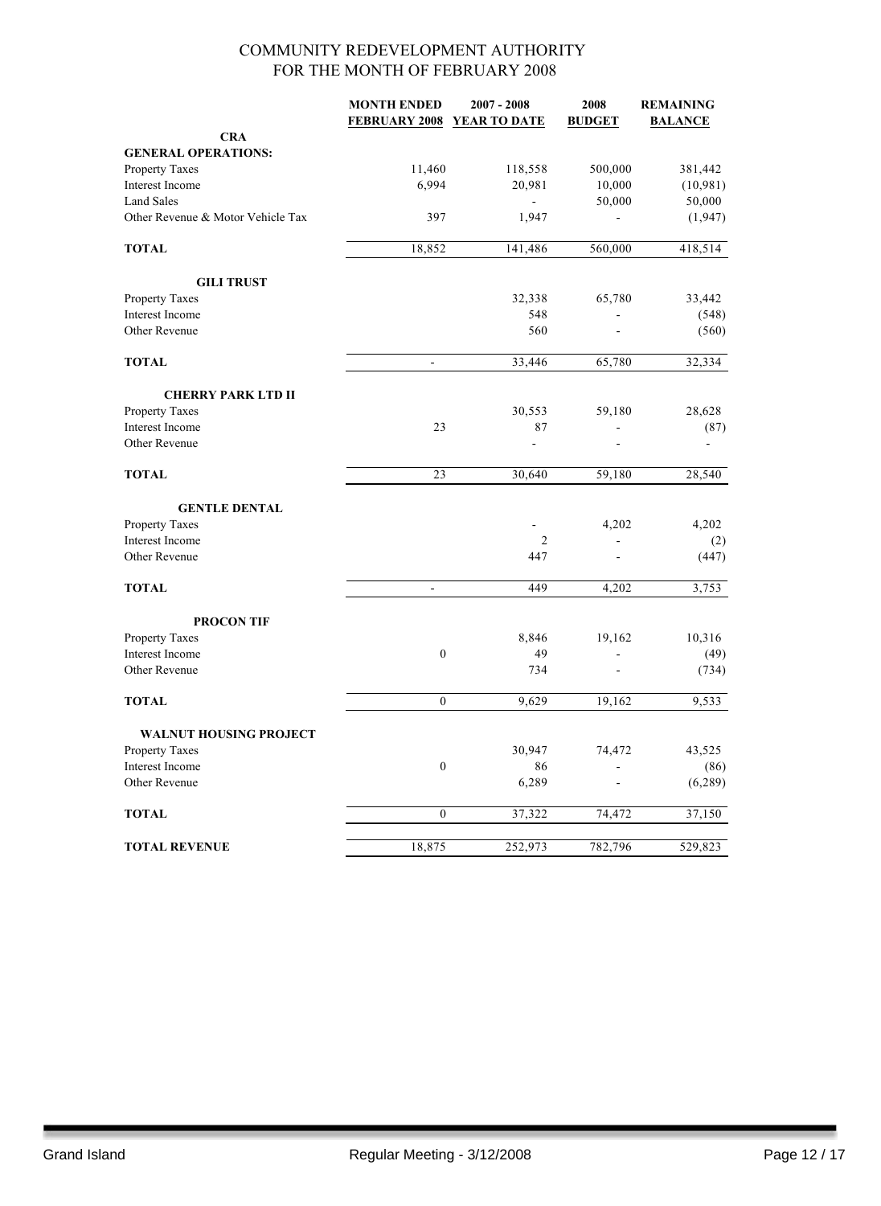# COMMUNITY REDEVELOPMENT AUTHORITY
## FOR THE MONTH OF FEBRUARY 2008

| | MONTH ENDED FEBRUARY 2008 | 2007 - 2008 YEAR TO DATE | 2008 BUDGET | REMAINING BALANCE |
|---|---|---|---|---|
| **CRA** | | | | |
| **GENERAL OPERATIONS:** | | | | |
| Property Taxes | 11,460 | 118,558 | 500,000 | 381,442 |
| Interest Income | 6,994 | 20,981 | 10,000 | (10,981) |
| Land Sales | | - | 50,000 | 50,000 |
| Other Revenue & Motor Vehicle Tax | 397 | 1,947 | - | (1,947) |
| **TOTAL** | 18,852 | 141,486 | 560,000 | 418,514 |
| **GILI TRUST** | | | | |
| Property Taxes | | 32,338 | 65,780 | 33,442 |
| Interest Income | | 548 | - | (548) |
| Other Revenue | | 560 | - | (560) |
| **TOTAL** | - | 33,446 | 65,780 | 32,334 |
| **CHERRY PARK LTD II** | | | | |
| Property Taxes | | 30,553 | 59,180 | 28,628 |
| Interest Income | 23 | 87 | - | (87) |
| Other Revenue | | - | - | - |
| **TOTAL** | 23 | 30,640 | 59,180 | 28,540 |
| **GENTLE DENTAL** | | | | |
| Property Taxes | | - | 4,202 | 4,202 |
| Interest Income | | 2 | - | (2) |
| Other Revenue | | 447 | - | (447) |
| **TOTAL** | - | 449 | 4,202 | 3,753 |
| **PROCON TIF** | | | | |
| Property Taxes | | 8,846 | 19,162 | 10,316 |
| Interest Income | 0 | 49 | - | (49) |
| Other Revenue | | 734 | - | (734) |
| **TOTAL** | 0 | 9,629 | 19,162 | 9,533 |
| **WALNUT HOUSING PROJECT** | | | | |
| Property Taxes | | 30,947 | 74,472 | 43,525 |
| Interest Income | 0 | 86 | - | (86) |
| Other Revenue | | 6,289 | - | (6,289) |
| **TOTAL** | 0 | 37,322 | 74,472 | 37,150 |
| **TOTAL REVENUE** | 18,875 | 252,973 | 782,796 | 529,823 |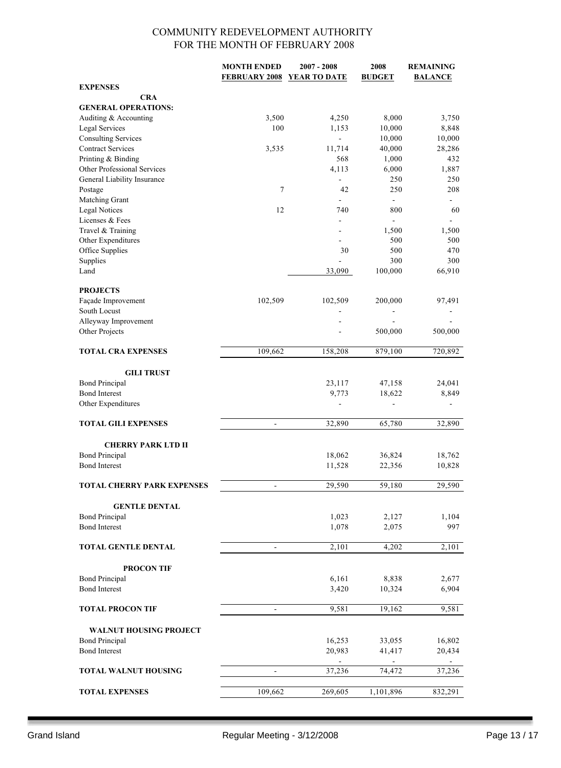# COMMUNITY REDEVELOPMENT AUTHORITY
## FOR THE MONTH OF FEBRUARY 2008

| | MONTH ENDED FEBRUARY 2008 | 2007 - 2008 YEAR TO DATE | 2008 BUDGET | REMAINING BALANCE |
|---|---|---|---|---|
| **EXPENSES** | | | | |
| **CRA** | | | | |
| **GENERAL OPERATIONS:** | | | | |
| Auditing & Accounting | 3,500 | 4,250 | 8,000 | 3,750 |
| Legal Services | 100 | 1,153 | 10,000 | 8,848 |
| Consulting Services | | - | 10,000 | 10,000 |
| Contract Services | 3,535 | 11,714 | 40,000 | 28,286 |
| Printing & Binding | | 568 | 1,000 | 432 |
| Other Professional Services | | 4,113 | 6,000 | 1,887 |
| General Liability Insurance | | - | 250 | 250 |
| Postage | 7 | 42 | 250 | 208 |
| Matching Grant | | - | - | - |
| Legal Notices | 12 | 740 | 800 | 60 |
| Licenses & Fees | | - | - | - |
| Travel & Training | | - | 1,500 | 1,500 |
| Other Expenditures | | - | 500 | 500 |
| Office Supplies | | 30 | 500 | 470 |
| Supplies | | - | 300 | 300 |
| Land | | 33,090 | 100,000 | 66,910 |
| **PROJECTS** | | | | |
| Façade Improvement | 102,509 | 102,509 | 200,000 | 97,491 |
| South Locust | | - | - | - |
| Alleyway Improvement | | - | - | - |
| Other Projects | | - | 500,000 | 500,000 |
| **TOTAL CRA EXPENSES** | 109,662 | 158,208 | 879,100 | 720,892 |
| **GILI TRUST** | | | | |
| Bond Principal | | 23,117 | 47,158 | 24,041 |
| Bond Interest | | 9,773 | 18,622 | 8,849 |
| Other Expenditures | | - | - | - |
| **TOTAL GILI EXPENSES** | - | 32,890 | 65,780 | 32,890 |
| **CHERRY PARK LTD II** | | | | |
| Bond Principal | | 18,062 | 36,824 | 18,762 |
| Bond Interest | | 11,528 | 22,356 | 10,828 |
| **TOTAL CHERRY PARK EXPENSES** | - | 29,590 | 59,180 | 29,590 |
| **GENTLE DENTAL** | | | | |
| Bond Principal | | 1,023 | 2,127 | 1,104 |
| Bond Interest | | 1,078 | 2,075 | 997 |
| **TOTAL GENTLE DENTAL** | - | 2,101 | 4,202 | 2,101 |
| **PROCON TIF** | | | | |
| Bond Principal | | 6,161 | 8,838 | 2,677 |
| Bond Interest | | 3,420 | 10,324 | 6,904 |
| **TOTAL PROCON TIF** | - | 9,581 | 19,162 | 9,581 |
| **WALNUT HOUSING PROJECT** | | | | |
| Bond Principal | | 16,253 | 33,055 | 16,802 |
| Bond Interest | | 20,983 | 41,417 | 20,434 |
| | | - | - | - |
| **TOTAL WALNUT HOUSING** | - | 37,236 | 74,472 | 37,236 |
| **TOTAL EXPENSES** | 109,662 | 269,605 | 1,101,896 | 832,291 |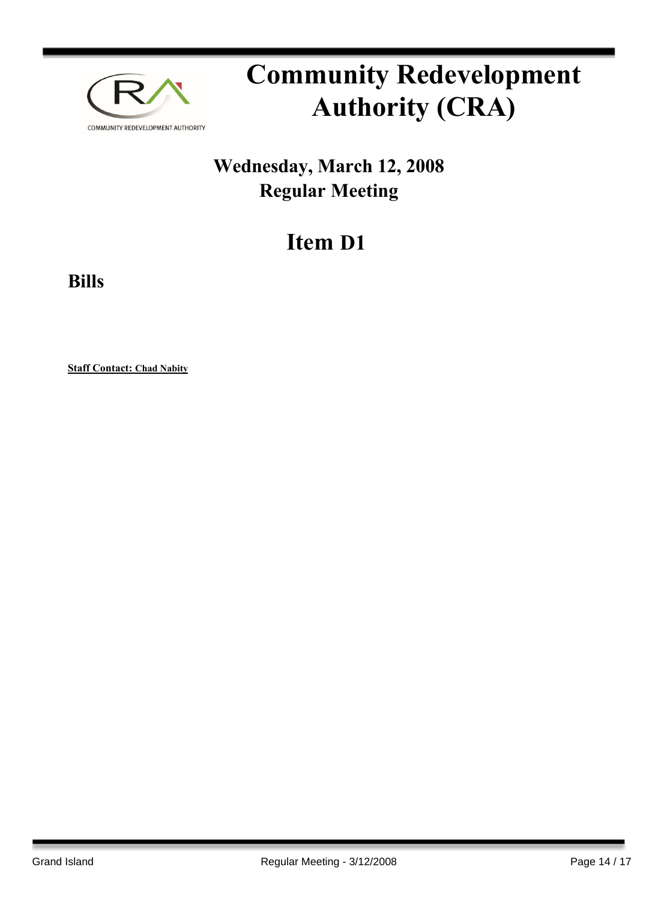# Community Redevelopment Authority (CRA)

## Wednesday, March 12, 2008
## Regular Meeting

# Item D1

## Bills

**Staff Contact: Chad Nabity**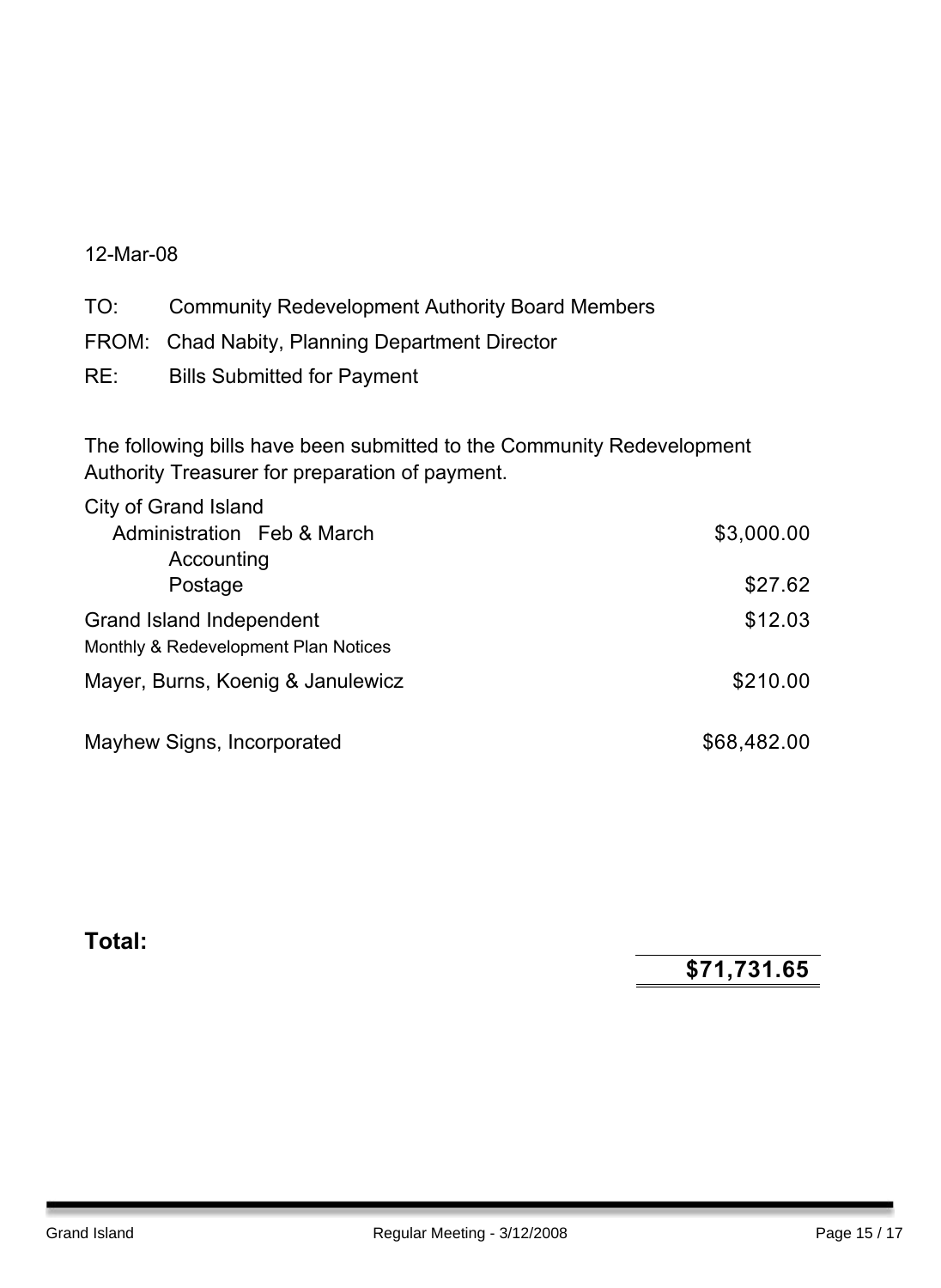12-Mar-08

TO: Community Redevelopment Authority Board Members

FROM: Chad Nabity, Planning Department Director

RE: Bills Submitted for Payment

The following bills have been submitted to the Community Redevelopment Authority Treasurer for preparation of payment.

| | |
|---|---|
| City of Grand Island | |
| Administration Feb & March | $3,000.00 |
| Accounting | |
| Postage | $27.62 |
| Grand Island Independent | $12.03 |
| Monthly & Redevelopment Plan Notices | |
| Mayer, Burns, Koenig & Janulewicz | $210.00 |
| Mayhew Signs, Incorporated | $68,482.00 |

**Total:** **$71,731.65**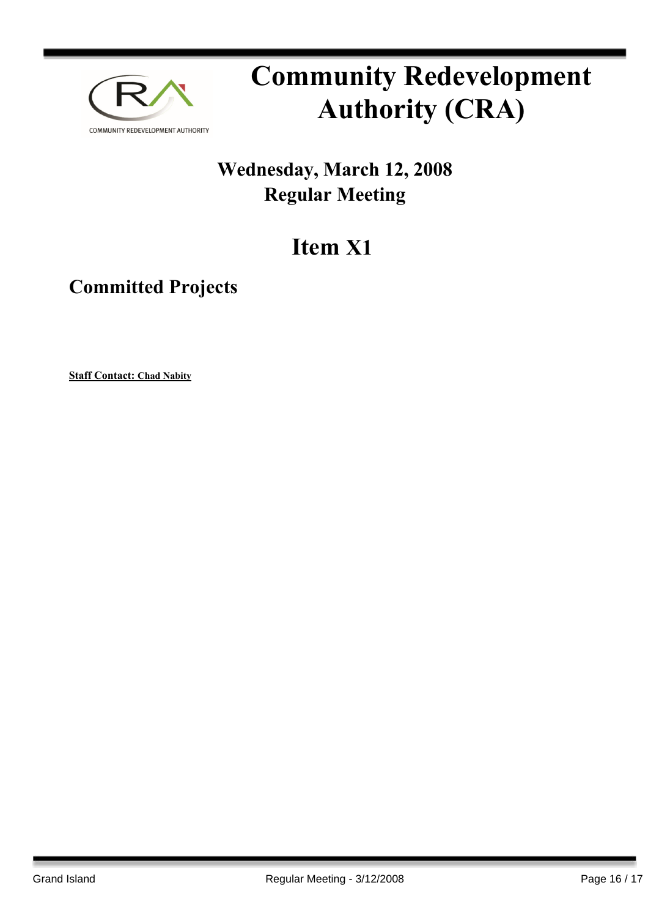# Community Redevelopment Authority (CRA)

## Wednesday, March 12, 2008
## Regular Meeting

# Item X1

## Committed Projects

**Staff Contact: Chad Nabity**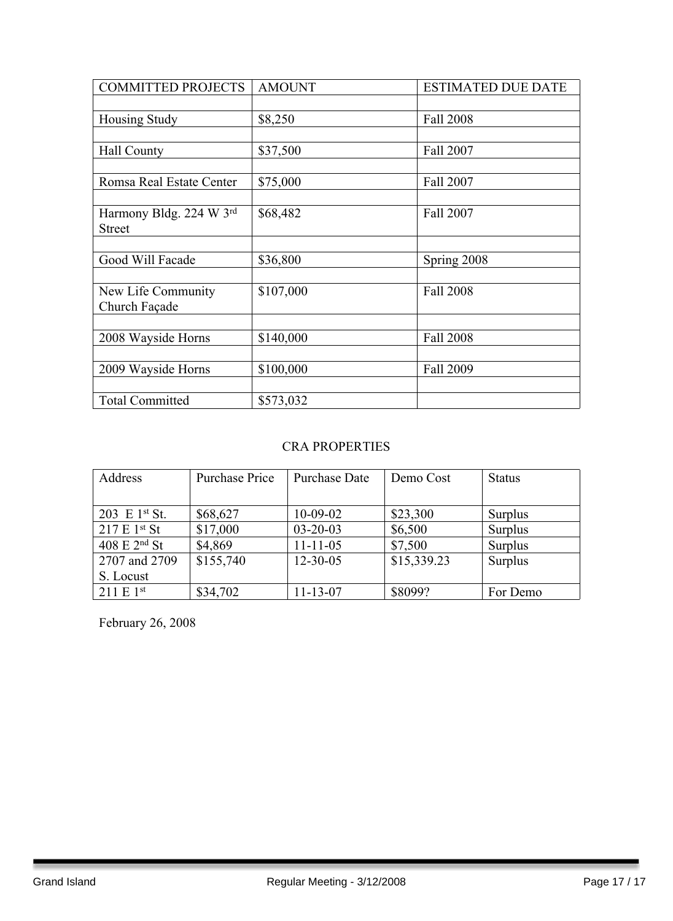| COMMITTED PROJECTS | AMOUNT | ESTIMATED DUE DATE |
|---|---|---|
| | | |
| Housing Study | $8,250 | Fall 2008 |
| | | |
| Hall County | $37,500 | Fall 2007 |
| | | |
| Romsa Real Estate Center | $75,000 | Fall 2007 |
| | | |
| Harmony Bldg. 224 W 3rd Street | $68,482 | Fall 2007 |
| | | |
| Good Will Facade | $36,800 | Spring 2008 |
| | | |
| New Life Community Church Façade | $107,000 | Fall 2008 |
| | | |
| 2008 Wayside Horns | $140,000 | Fall 2008 |
| | | |
| 2009 Wayside Horns | $100,000 | Fall 2009 |
| | | |
| Total Committed | $573,032 | |

CRA PROPERTIES

| Address | Purchase Price | Purchase Date | Demo Cost | Status |
|---|---|---|---|---|
| 203 E 1st St. | $68,627 | 10-09-02 | $23,300 | Surplus |
| 217 E 1st St | $17,000 | 03-20-03 | $6,500 | Surplus |
| 408 E 2nd St | $4,869 | 11-11-05 | $7,500 | Surplus |
| 2707 and 2709 S. Locust | $155,740 | 12-30-05 | $15,339.23 | Surplus |
| 211 E 1st | $34,702 | 11-13-07 | $8099? | For Demo |

February 26, 2008